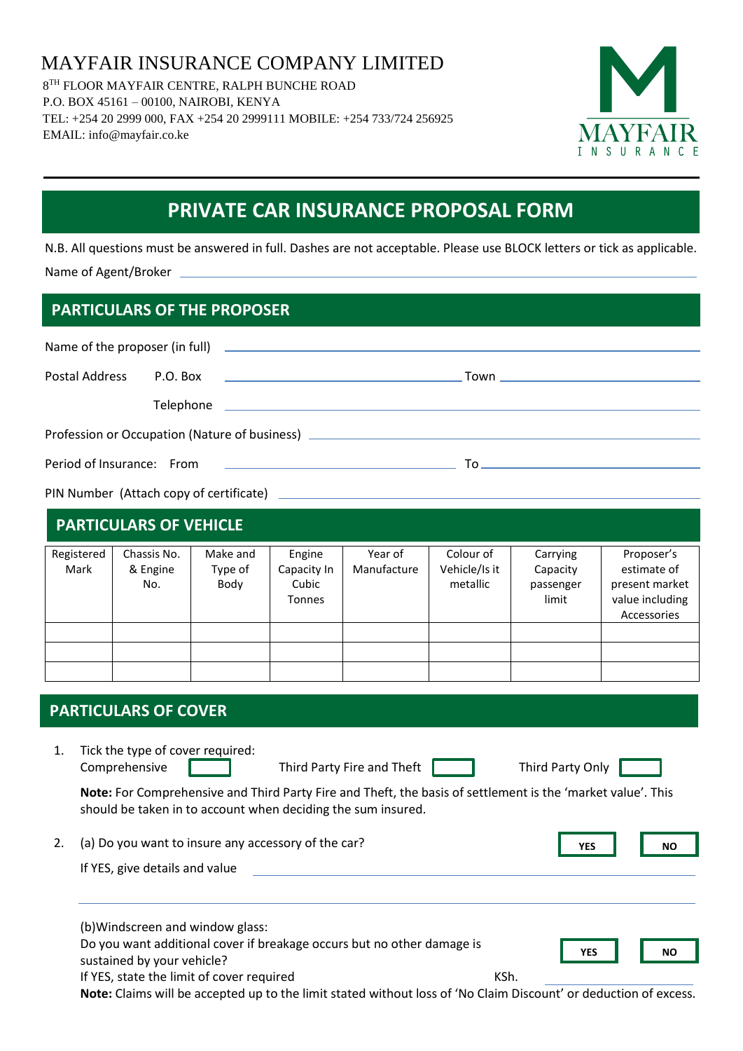# MAYFAIR INSURANCE COMPANY LIMITED

8TH FLOOR MAYFAIR CENTRE, RALPH BUNCHE ROAD
P.O. BOX 45161 – 00100, NAIROBI, KENYA
TEL: +254 20 2999 000, FAX +254 20 2999111 MOBILE: +254 733/724 256925
EMAIL: info@mayfair.co.ke

MAYFAIR INSURANCE

## PRIVATE CAR INSURANCE PROPOSAL FORM

N.B. All questions must be answered in full. Dashes are not acceptable. Please use BLOCK letters or tick as applicable.

Name of Agent/Broker ____________________

## PARTICULARS OF THE PROPOSER

Name of the proposer (in full) ____________________

Postal Address P.O. Box ____________________ Town ____________________

Telephone ____________________

Profession or Occupation (Nature of business) ____________________

Period of Insurance: From ____________________ To ____________________

PIN Number (Attach copy of certificate) ____________________

## PARTICULARS OF VEHICLE

| Registered Mark | Chassis No. & Engine No. | Make and Type of Body | Engine Capacity In Cubic Tonnes | Year of Manufacture | Colour of Vehicle/Is it metallic | Carrying Capacity passenger limit | Proposer's estimate of present market value including Accessories |
|---|---|---|---|---|---|---|---|
| | | | | | | | |
| | | | | | | | |
| | | | | | | | |

## PARTICULARS OF COVER

1. Tick the type of cover required:
   Comprehensive ☐ Third Party Fire and Theft ☐ Third Party Only ☐

   **Note:** For Comprehensive and Third Party Fire and Theft, the basis of settlement is the 'market value'. This should be taken in to account when deciding the sum insured.

2. (a) Do you want to insure any accessory of the car? YES ☐ NO ☐

   If YES, give details and value ____________________

   ____________________

   (b)Windscreen and window glass:
   Do you want additional cover if breakage occurs but no other damage is sustained by your vehicle? YES ☐ NO ☐
   If YES, state the limit of cover required KSh. ____________________
   **Note:** Claims will be accepted up to the limit stated without loss of 'No Claim Discount' or deduction of excess.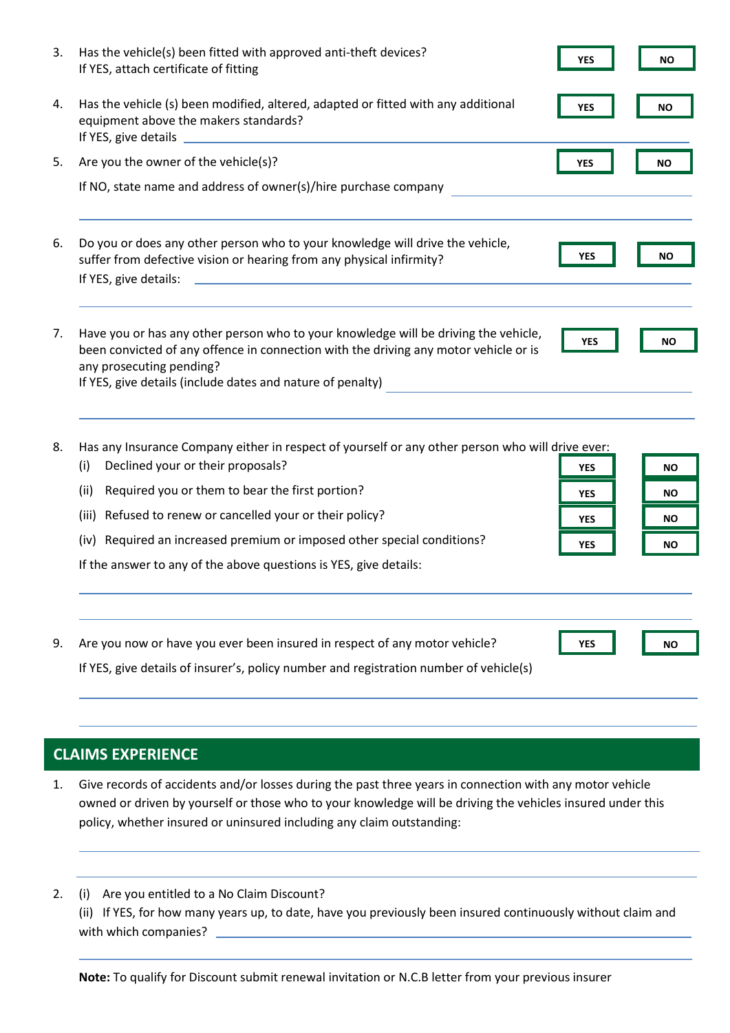3. Has the vehicle(s) been fitted with approved anti-theft devices? **YES** **NO**
   If YES, attach certificate of fitting

4. Has the vehicle (s) been modified, altered, adapted or fitted with any additional equipment above the makers standards? **YES** **NO**
   If YES, give details ______________________________

5. Are you the owner of the vehicle(s)? **YES** **NO**

   If NO, state name and address of owner(s)/hire purchase company ______________________________

   ______________________________

6. Do you or does any other person who to your knowledge will drive the vehicle, suffer from defective vision or hearing from any physical infirmity? **YES** **NO**
   If YES, give details: ______________________________

   ______________________________

7. Have you or has any other person who to your knowledge will be driving the vehicle, been convicted of any offence in connection with the driving any motor vehicle or is any prosecuting pending? **YES** **NO**
   If YES, give details (include dates and nature of penalty) ______________________________

   ______________________________

8. Has any Insurance Company either in respect of yourself or any other person who will drive ever:

| | | | |
|---|---|---|---|
| (i) | Declined your or their proposals? | **YES** | **NO** |
| (ii) | Required you or them to bear the first portion? | **YES** | **NO** |
| (iii) | Refused to renew or cancelled your or their policy? | **YES** | **NO** |
| (iv) | Required an increased premium or imposed other special conditions? | **YES** | **NO** |

   If the answer to any of the above questions is YES, give details:

   ______________________________

   ______________________________

9. Are you now or have you ever been insured in respect of any motor vehicle? **YES** **NO**

   If YES, give details of insurer's, policy number and registration number of vehicle(s)

   ______________________________

   ______________________________

## CLAIMS EXPERIENCE

1. Give records of accidents and/or losses during the past three years in connection with any motor vehicle owned or driven by yourself or those who to your knowledge will be driving the vehicles insured under this policy, whether insured or uninsured including any claim outstanding:

   ______________________________

   ______________________________

2. (i) Are you entitled to a No Claim Discount?
   (ii) If YES, for how many years up, to date, have you previously been insured continuously without claim and with which companies? ______________________________

   ______________________________

**Note:** To qualify for Discount submit renewal invitation or N.C.B letter from your previous insurer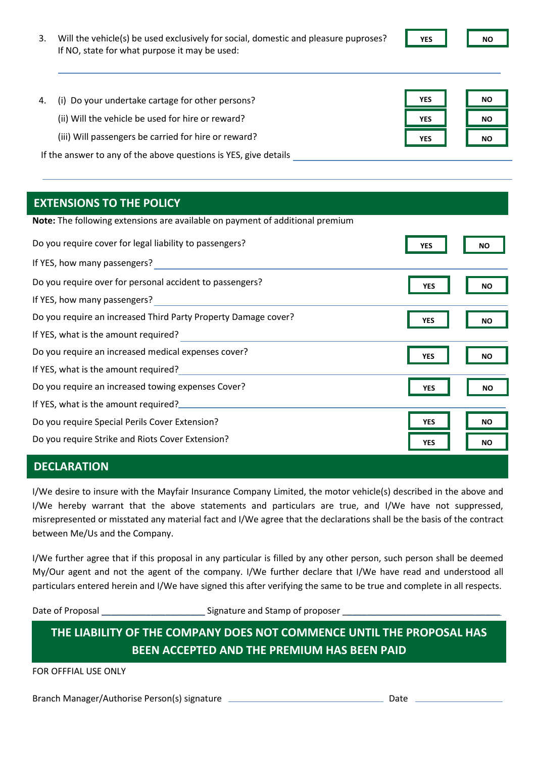3. Will the vehicle(s) be used exclusively for social, domestic and pleasure purposes? **YES** **NO**
   If NO, state for what purpose it may be used:

   ______________________________________________

4. (i) Do your undertake cartage for other persons? **YES** **NO**

   (ii) Will the vehicle be used for hire or reward? **YES** **NO**

   (iii) Will passengers be carried for hire or reward? **YES** **NO**

If the answer to any of the above questions is YES, give details ______________________________

______________________________________________

## EXTENSIONS TO THE POLICY

**Note:** The following extensions are available on payment of additional premium

Do you require cover for legal liability to passengers? **YES** **NO**

If YES, how many passengers? ______________________________

Do you require over for personal accident to passengers? **YES** **NO**

If YES, how many passengers? ______________________________

Do you require an increased Third Party Property Damage cover? **YES** **NO**

If YES, what is the amount required? ______________________________

Do you require an increased medical expenses cover? **YES** **NO**

If YES, what is the amount required? ______________________________

Do you require an increased towing expenses Cover? **YES** **NO**

If YES, what is the amount required? ______________________________

Do you require Special Perils Cover Extension? **YES** **NO**

Do you require Strike and Riots Cover Extension? **YES** **NO**

## DECLARATION

I/We desire to insure with the Mayfair Insurance Company Limited, the motor vehicle(s) described in the above and I/We hereby warrant that the above statements and particulars are true, and I/We have not suppressed, misrepresented or misstated any material fact and I/We agree that the declarations shall be the basis of the contract between Me/Us and the Company.

I/We further agree that if this proposal in any particular is filled by any other person, such person shall be deemed My/Our agent and not the agent of the company. I/We further declare that I/We have read and understood all particulars entered herein and I/We have signed this after verifying the same to be true and complete in all respects.

Date of Proposal ____________________ Signature and Stamp of proposer ______________________________

**THE LIABILITY OF THE COMPANY DOES NOT COMMENCE UNTIL THE PROPOSAL HAS BEEN ACCEPTED AND THE PREMIUM HAS BEEN PAID**

FOR OFFFIAL USE ONLY

Branch Manager/Authorise Person(s) signature ______________________________ Date ______________